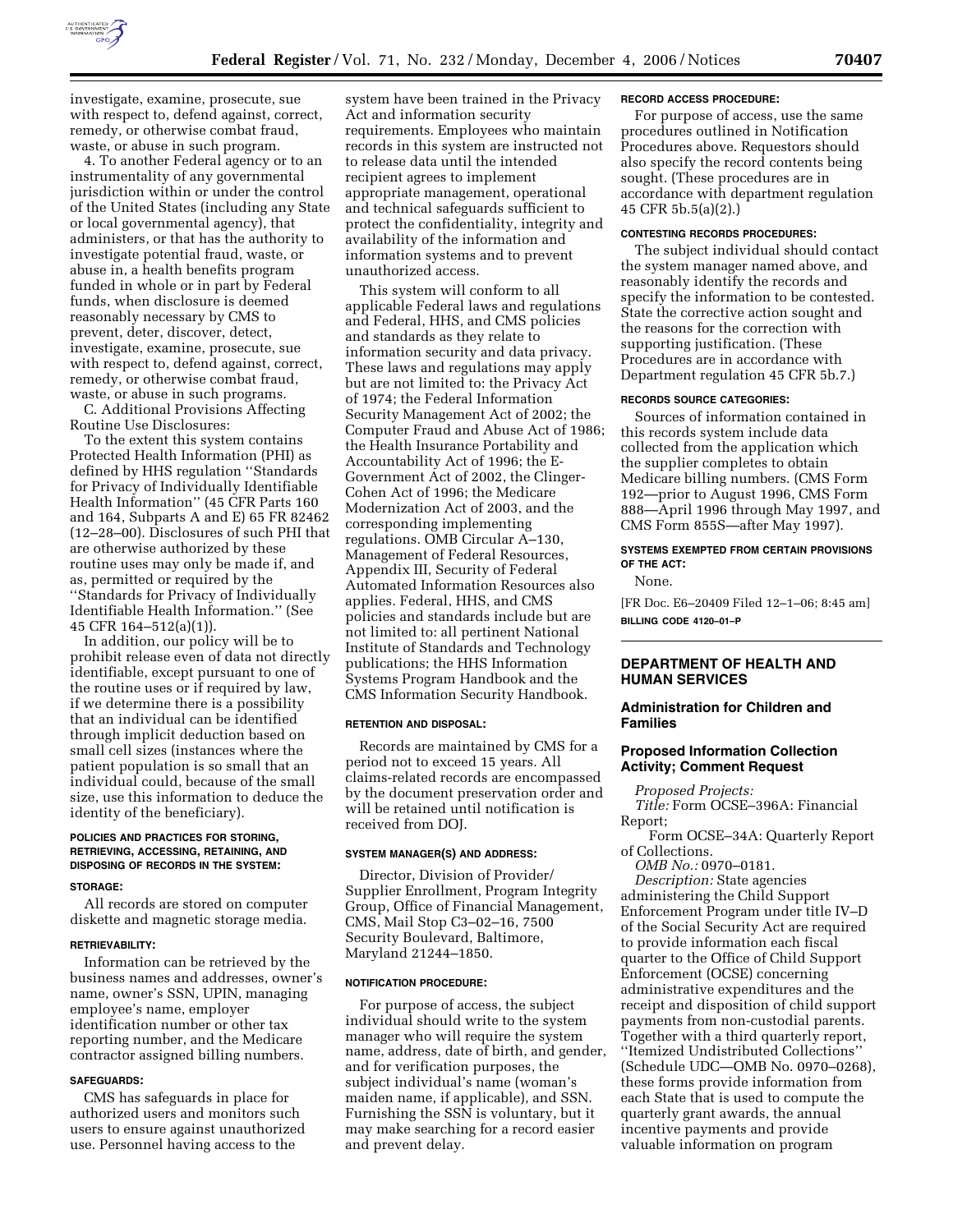investigate, examine, prosecute, sue with respect to, defend against, correct, remedy, or otherwise combat fraud, waste, or abuse in such program.

4. To another Federal agency or to an instrumentality of any governmental jurisdiction within or under the control of the United States (including any State or local governmental agency), that administers, or that has the authority to investigate potential fraud, waste, or abuse in, a health benefits program funded in whole or in part by Federal funds, when disclosure is deemed reasonably necessary by CMS to prevent, deter, discover, detect, investigate, examine, prosecute, sue with respect to, defend against, correct, remedy, or otherwise combat fraud, waste, or abuse in such programs.

C. Additional Provisions Affecting Routine Use Disclosures:

To the extent this system contains Protected Health Information (PHI) as defined by HHS regulation ''Standards for Privacy of Individually Identifiable Health Information'' (45 CFR Parts 160 and 164, Subparts A and E) 65 FR 82462 (12–28–00). Disclosures of such PHI that are otherwise authorized by these routine uses may only be made if, and as, permitted or required by the ''Standards for Privacy of Individually Identifiable Health Information.'' (See 45 CFR 164–512(a)(1)).

In addition, our policy will be to prohibit release even of data not directly identifiable, except pursuant to one of the routine uses or if required by law, if we determine there is a possibility that an individual can be identified through implicit deduction based on small cell sizes (instances where the patient population is so small that an individual could, because of the small size, use this information to deduce the identity of the beneficiary).

#### POLICIES AND PRACTICES FOR STORING, RETRIEVING, ACCESSING, RETAINING, AND DISPOSING OF RECORDS IN THE SYSTEM:

#### STORAGE:

All records are stored on computer diskette and magnetic storage media.

#### RETRIEVABILITY:

Information can be retrieved by the business names and addresses, owner's name, owner's SSN, UPIN, managing employee's name, employer identification number or other tax reporting number, and the Medicare contractor assigned billing numbers.

#### SAFEGUARDS:

CMS has safeguards in place for authorized users and monitors such users to ensure against unauthorized use. Personnel having access to the system have been trained in the Privacy Act and information security requirements. Employees who maintain records in this system are instructed not to release data until the intended recipient agrees to implement appropriate management, operational and technical safeguards sufficient to protect the confidentiality, integrity and availability of the information and information systems and to prevent unauthorized access.

This system will conform to all applicable Federal laws and regulations and Federal, HHS, and CMS policies and standards as they relate to information security and data privacy. These laws and regulations may apply but are not limited to: the Privacy Act of 1974; the Federal Information Security Management Act of 2002; the Computer Fraud and Abuse Act of 1986; the Health Insurance Portability and Accountability Act of 1996; the E-Government Act of 2002, the Clinger-Cohen Act of 1996; the Medicare Modernization Act of 2003, and the corresponding implementing regulations. OMB Circular A–130, Management of Federal Resources, Appendix III, Security of Federal Automated Information Resources also applies. Federal, HHS, and CMS policies and standards include but are not limited to: all pertinent National Institute of Standards and Technology publications; the HHS Information Systems Program Handbook and the CMS Information Security Handbook.

#### RETENTION AND DISPOSAL:

Records are maintained by CMS for a period not to exceed 15 years. All claims-related records are encompassed by the document preservation order and will be retained until notification is received from DOJ.

#### SYSTEM MANAGER(S) AND ADDRESS:

Director, Division of Provider/Supplier Enrollment, Program Integrity Group, Office of Financial Management, CMS, Mail Stop C3–02–16, 7500 Security Boulevard, Baltimore, Maryland 21244–1850.

#### NOTIFICATION PROCEDURE:

For purpose of access, the subject individual should write to the system manager who will require the system name, address, date of birth, and gender, and for verification purposes, the subject individual's name (woman's maiden name, if applicable), and SSN. Furnishing the SSN is voluntary, but it may make searching for a record easier and prevent delay.

#### RECORD ACCESS PROCEDURE:

For purpose of access, use the same procedures outlined in Notification Procedures above. Requestors should also specify the record contents being sought. (These procedures are in accordance with department regulation 45 CFR 5b.5(a)(2).)

#### CONTESTING RECORDS PROCEDURES:

The subject individual should contact the system manager named above, and reasonably identify the records and specify the information to be contested. State the corrective action sought and the reasons for the correction with supporting justification. (These Procedures are in accordance with Department regulation 45 CFR 5b.7.)

#### RECORDS SOURCE CATEGORIES:

Sources of information contained in this records system include data collected from the application which the supplier completes to obtain Medicare billing numbers. (CMS Form 192—prior to August 1996, CMS Form 888—April 1996 through May 1997, and CMS Form 855S—after May 1997).

#### SYSTEMS EXEMPTED FROM CERTAIN PROVISIONS OF THE ACT:

None.

[FR Doc. E6–20409 Filed 12–1–06; 8:45 am]

**BILLING CODE 4120–01–P**

## DEPARTMENT OF HEALTH AND HUMAN SERVICES

### Administration for Children and Families

### Proposed Information Collection Activity; Comment Request

*Proposed Projects:*

*Title:* Form OCSE–396A: Financial Report;

Form OCSE–34A: Quarterly Report of Collections.

*OMB No.:* 0970–0181.

*Description:* State agencies administering the Child Support Enforcement Program under title IV–D of the Social Security Act are required to provide information each fiscal quarter to the Office of Child Support Enforcement (OCSE) concerning administrative expenditures and the receipt and disposition of child support payments from non-custodial parents. Together with a third quarterly report, ''Itemized Undistributed Collections'' (Schedule UDC—OMB No. 0970–0268), these forms provide information from each State that is used to compute the quarterly grant awards, the annual incentive payments and provide valuable information on program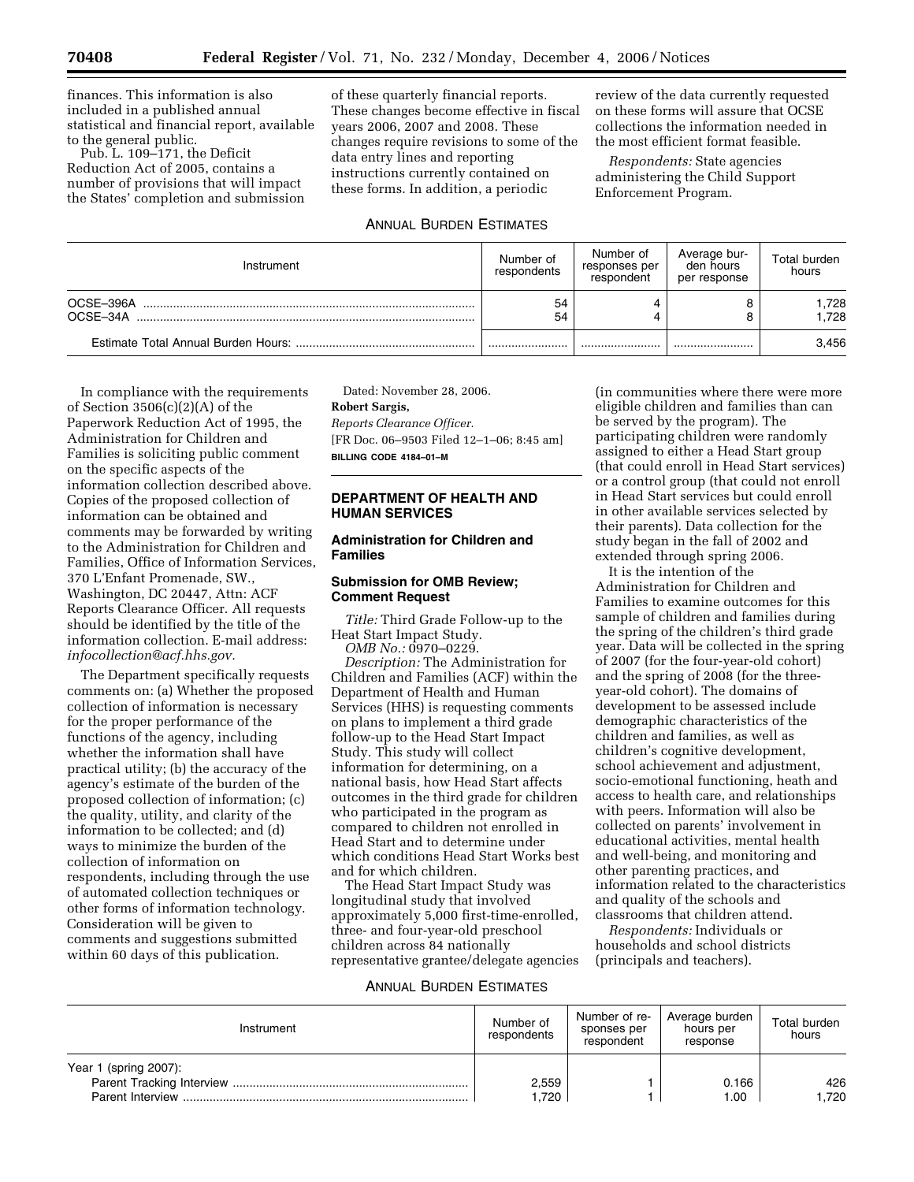finances. This information is also included in a published annual statistical and financial report, available to the general public.

Pub. L. 109–171, the Deficit Reduction Act of 2005, contains a number of provisions that will impact the States' completion and submission of these quarterly financial reports. These changes become effective in fiscal years 2006, 2007 and 2008. These changes require revisions to some of the data entry lines and reporting instructions currently contained on these forms. In addition, a periodic review of the data currently requested on these forms will assure that OCSE collections the information needed in the most efficient format feasible.

*Respondents:* State agencies administering the Child Support Enforcement Program.

ANNUAL BURDEN ESTIMATES

| Instrument | Number of respondents | Number of responses per respondent | Average burden hours per response | Total burden hours |
|---|---|---|---|---|
| OCSE–396A | 54 | 4 | 8 | 1,728 |
| OCSE–34A | 54 | 4 | 8 | 1,728 |
| Estimate Total Annual Burden Hours: | | | | 3,456 |

In compliance with the requirements of Section 3506(c)(2)(A) of the Paperwork Reduction Act of 1995, the Administration for Children and Families is soliciting public comment on the specific aspects of the information collection described above. Copies of the proposed collection of information can be obtained and comments may be forwarded by writing to the Administration for Children and Families, Office of Information Services, 370 L'Enfant Promenade, SW., Washington, DC 20447, Attn: ACF Reports Clearance Officer. All requests should be identified by the title of the information collection. E-mail address: *infocollection@acf.hhs.gov.*

The Department specifically requests comments on: (a) Whether the proposed collection of information is necessary for the proper performance of the functions of the agency, including whether the information shall have practical utility; (b) the accuracy of the agency's estimate of the burden of the proposed collection of information; (c) the quality, utility, and clarity of the information to be collected; and (d) ways to minimize the burden of the collection of information on respondents, including through the use of automated collection techniques or other forms of information technology. Consideration will be given to comments and suggestions submitted within 60 days of this publication.

Dated: November 28, 2006.

**Robert Sargis,**

*Reports Clearance Officer.*

[FR Doc. 06–9503 Filed 12–1–06; 8:45 am]

**BILLING CODE 4184–01–M**

## DEPARTMENT OF HEALTH AND HUMAN SERVICES

### Administration for Children and Families

### Submission for OMB Review; Comment Request

*Title:* Third Grade Follow-up to the Heat Start Impact Study.

*OMB No.:* 0970–0229.

*Description:* The Administration for Children and Families (ACF) within the Department of Health and Human Services (HHS) is requesting comments on plans to implement a third grade follow-up to the Head Start Impact Study. This study will collect information for determining, on a national basis, how Head Start affects outcomes in the third grade for children who participated in the program as compared to children not enrolled in Head Start and to determine under which conditions Head Start Works best and for which children.

The Head Start Impact Study was longitudinal study that involved approximately 5,000 first-time-enrolled, three- and four-year-old preschool children across 84 nationally representative grantee/delegate agencies (in communities where there were more eligible children and families than can be served by the program). The participating children were randomly assigned to either a Head Start group (that could enroll in Head Start services) or a control group (that could not enroll in Head Start services but could enroll in other available services selected by their parents). Data collection for the study began in the fall of 2002 and extended through spring 2006.

It is the intention of the Administration for Children and Families to examine outcomes for this sample of children and families during the spring of the children's third grade year. Data will be collected in the spring of 2007 (for the four-year-old cohort) and the spring of 2008 (for the three-year-old cohort). The domains of development to be assessed include demographic characteristics of the children and families, as well as children's cognitive development, school achievement and adjustment, socio-emotional functioning, heath and access to health care, and relationships with peers. Information will also be collected on parents' involvement in educational activities, mental health and well-being, and monitoring and other parenting practices, and information related to the characteristics and quality of the schools and classrooms that children attend.

*Respondents:* Individuals or households and school districts (principals and teachers).

ANNUAL BURDEN ESTIMATES

| Instrument | Number of respondents | Number of responses per respondent | Average burden hours per response | Total burden hours |
|---|---|---|---|---|
| Year 1 (spring 2007): | | | | |
| Parent Tracking Interview | 2,559 | 1 | 0.166 | 426 |
| Parent Interview | 1,720 | 1 | 1.00 | 1,720 |